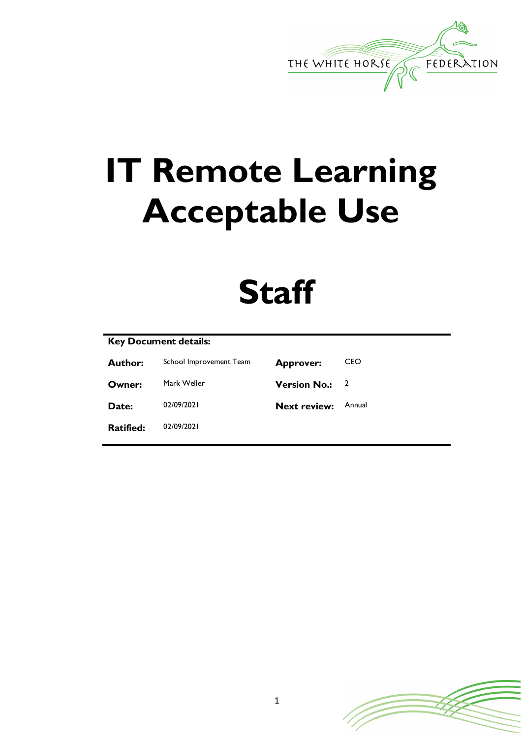# IT Remote Learning Acceptable Use

# Staff

| Key Document details: | | | |
|---|---|---|---|
| **Author:** | School Improvement Team | **Approver:** | CEO |
| **Owner:** | Mark Weller | **Version No.:** | 2 |
| **Date:** | 02/09/2021 | **Next review:** | Annual |
| **Ratified:** | 02/09/2021 | | |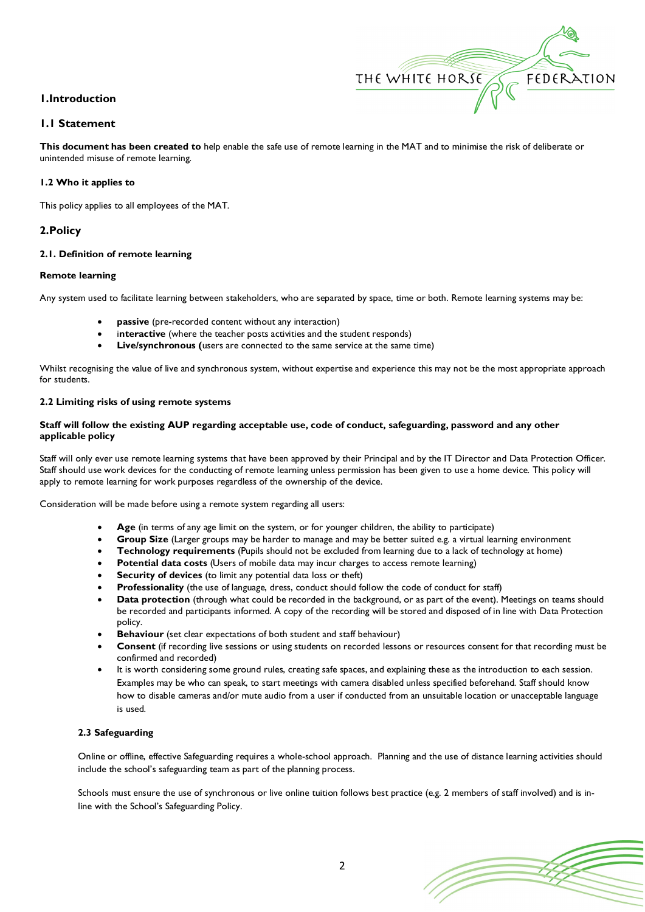## 1. Introduction

### 1.1 Statement

**This document has been created to** help enable the safe use of remote learning in the MAT and to minimise the risk of deliberate or unintended misuse of remote learning.

#### 1.2 Who it applies to

This policy applies to all employees of the MAT.

## 2. Policy

#### 2.1. Definition of remote learning

**Remote learning**

Any system used to facilitate learning between stakeholders, who are separated by space, time or both. Remote learning systems may be:

- **passive** (pre-recorded content without any interaction)
- **interactive** (where the teacher posts activities and the student responds)
- **Live/synchronous (**users are connected to the same service at the same time)

Whilst recognising the value of live and synchronous system, without expertise and experience this may not be the most appropriate approach for students.

#### 2.2 Limiting risks of using remote systems

**Staff will follow the existing AUP regarding acceptable use, code of conduct, safeguarding, password and any other applicable policy**

Staff will only ever use remote learning systems that have been approved by their Principal and by the IT Director and Data Protection Officer. Staff should use work devices for the conducting of remote learning unless permission has been given to use a home device. This policy will apply to remote learning for work purposes regardless of the ownership of the device.

Consideration will be made before using a remote system regarding all users:

- **Age** (in terms of any age limit on the system, or for younger children, the ability to participate)
- **Group Size** (Larger groups may be harder to manage and may be better suited e.g. a virtual learning environment
- **Technology requirements** (Pupils should not be excluded from learning due to a lack of technology at home)
- **Potential data costs** (Users of mobile data may incur charges to access remote learning)
- **Security of devices** (to limit any potential data loss or theft)
- **Professionality** (the use of language, dress, conduct should follow the code of conduct for staff)
- **Data protection** (through what could be recorded in the background, or as part of the event). Meetings on teams should be recorded and participants informed. A copy of the recording will be stored and disposed of in line with Data Protection policy.
- **Behaviour** (set clear expectations of both student and staff behaviour)
- **Consent** (if recording live sessions or using students on recorded lessons or resources consent for that recording must be confirmed and recorded)
- It is worth considering some ground rules, creating safe spaces, and explaining these as the introduction to each session. Examples may be who can speak, to start meetings with camera disabled unless specified beforehand. Staff should know how to disable cameras and/or mute audio from a user if conducted from an unsuitable location or unacceptable language is used.

#### 2.3 Safeguarding

Online or offline, effective Safeguarding requires a whole-school approach. Planning and the use of distance learning activities should include the school's safeguarding team as part of the planning process.

Schools must ensure the use of synchronous or live online tuition follows best practice (e.g. 2 members of staff involved) and is in-line with the School's Safeguarding Policy.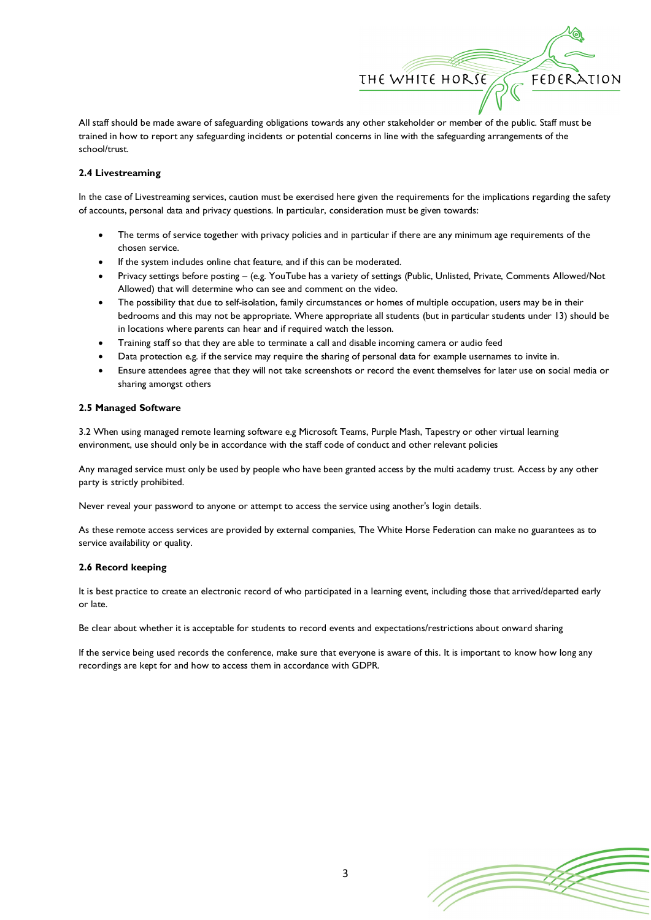All staff should be made aware of safeguarding obligations towards any other stakeholder or member of the public. Staff must be trained in how to report any safeguarding incidents or potential concerns in line with the safeguarding arrangements of the school/trust.

**2.4 Livestreaming**

In the case of Livestreaming services, caution must be exercised here given the requirements for the implications regarding the safety of accounts, personal data and privacy questions. In particular, consideration must be given towards:

- The terms of service together with privacy policies and in particular if there are any minimum age requirements of the chosen service.
- If the system includes online chat feature, and if this can be moderated.
- Privacy settings before posting – (e.g. YouTube has a variety of settings (Public, Unlisted, Private, Comments Allowed/Not Allowed) that will determine who can see and comment on the video.
- The possibility that due to self-isolation, family circumstances or homes of multiple occupation, users may be in their bedrooms and this may not be appropriate. Where appropriate all students (but in particular students under 13) should be in locations where parents can hear and if required watch the lesson.
- Training staff so that they are able to terminate a call and disable incoming camera or audio feed
- Data protection e.g. if the service may require the sharing of personal data for example usernames to invite in.
- Ensure attendees agree that they will not take screenshots or record the event themselves for later use on social media or sharing amongst others

**2.5 Managed Software**

3.2 When using managed remote learning software e.g Microsoft Teams, Purple Mash, Tapestry or other virtual learning environment, use should only be in accordance with the staff code of conduct and other relevant policies

Any managed service must only be used by people who have been granted access by the multi academy trust. Access by any other party is strictly prohibited.

Never reveal your password to anyone or attempt to access the service using another's login details.

As these remote access services are provided by external companies, The White Horse Federation can make no guarantees as to service availability or quality.

**2.6 Record keeping**

It is best practice to create an electronic record of who participated in a learning event, including those that arrived/departed early or late.

Be clear about whether it is acceptable for students to record events and expectations/restrictions about onward sharing

If the service being used records the conference, make sure that everyone is aware of this. It is important to know how long any recordings are kept for and how to access them in accordance with GDPR.